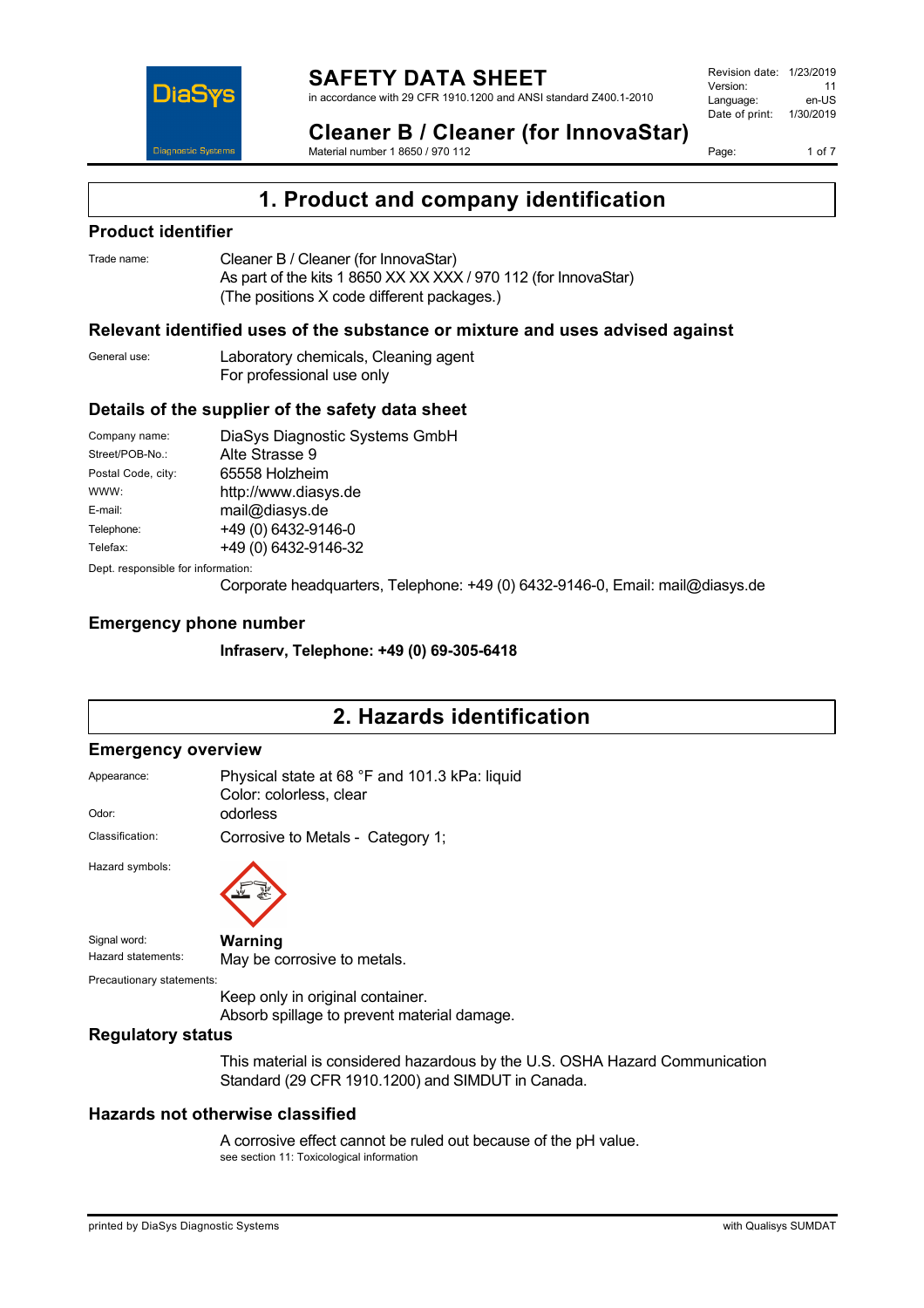# SAFETY DATA SHEET

in accordance with 29 CFR 1910.1200 and ANSI standard Z400.1-2010

| | |
|---|---|
| Revision date: | 1/23/2019 |
| Version: | 11 |
| Language: | en-US |
| Date of print: | 1/30/2019 |

## Cleaner B / Cleaner (for InnovaStar)

Material number 1 8650 / 970 112

# 1. Product and company identification

## Product identifier

Trade name: Cleaner B / Cleaner (for InnovaStar)
As part of the kits 1 8650 XX XX XXX / 970 112 (for InnovaStar)
(The positions X code different packages.)

## Relevant identified uses of the substance or mixture and uses advised against

General use: Laboratory chemicals, Cleaning agent
For professional use only

## Details of the supplier of the safety data sheet

| | |
|---|---|
| Company name: | DiaSys Diagnostic Systems GmbH |
| Street/POB-No.: | Alte Strasse 9 |
| Postal Code, city: | 65558 Holzheim |
| WWW: | http://www.diasys.de |
| E-mail: | mail@diasys.de |
| Telephone: | +49 (0) 6432-9146-0 |
| Telefax: | +49 (0) 6432-9146-32 |

Dept. responsible for information:
Corporate headquarters, Telephone: +49 (0) 6432-9146-0, Email: mail@diasys.de

## Emergency phone number

**Infraserv, Telephone: +49 (0) 69-305-6418**

# 2. Hazards identification

## Emergency overview

Appearance: Physical state at 68 °F and 101.3 kPa: liquid
Color: colorless, clear

Odor: odorless

Classification: Corrosive to Metals - Category 1;

Hazard symbols:

Signal word: **Warning**

Hazard statements: May be corrosive to metals.

Precautionary statements:
Keep only in original container.
Absorb spillage to prevent material damage.

## Regulatory status

This material is considered hazardous by the U.S. OSHA Hazard Communication Standard (29 CFR 1910.1200) and SIMDUT in Canada.

## Hazards not otherwise classified

A corrosive effect cannot be ruled out because of the pH value.
see section 11: Toxicological information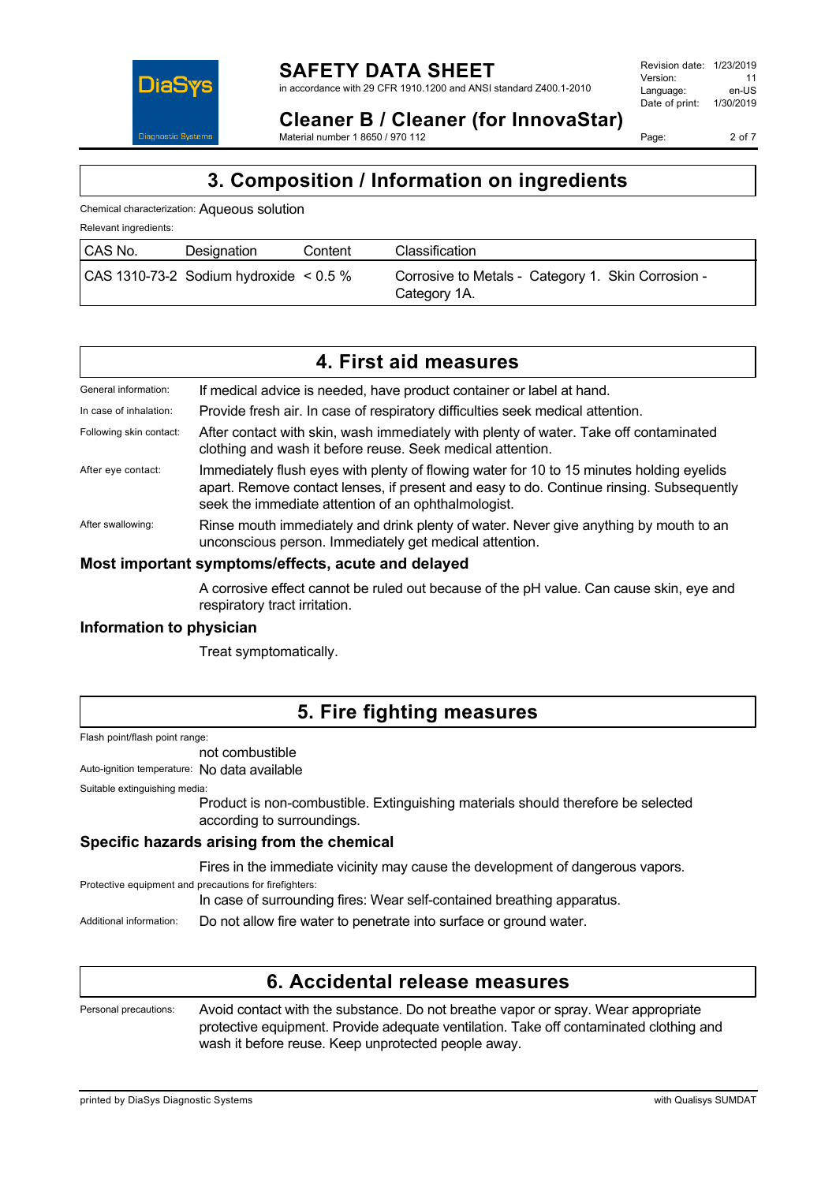## 3. Composition / Information on ingredients

Chemical characterization: Aqueous solution

Relevant ingredients:

| CAS No. | Designation | Content | Classification |
|---|---|---|---|
| CAS 1310-73-2 | Sodium hydroxide | < 0.5 % | Corrosive to Metals - Category 1. Skin Corrosion - Category 1A. |

## 4. First aid measures

General information: If medical advice is needed, have product container or label at hand.

In case of inhalation: Provide fresh air. In case of respiratory difficulties seek medical attention.

Following skin contact: After contact with skin, wash immediately with plenty of water. Take off contaminated clothing and wash it before reuse. Seek medical attention.

After eye contact: Immediately flush eyes with plenty of flowing water for 10 to 15 minutes holding eyelids apart. Remove contact lenses, if present and easy to do. Continue rinsing. Subsequently seek the immediate attention of an ophthalmologist.

After swallowing: Rinse mouth immediately and drink plenty of water. Never give anything by mouth to an unconscious person. Immediately get medical attention.

### Most important symptoms/effects, acute and delayed

A corrosive effect cannot be ruled out because of the pH value. Can cause skin, eye and respiratory tract irritation.

### Information to physician

Treat symptomatically.

## 5. Fire fighting measures

Flash point/flash point range:
not combustible

Auto-ignition temperature: No data available

Suitable extinguishing media:
Product is non-combustible. Extinguishing materials should therefore be selected according to surroundings.

### Specific hazards arising from the chemical

Fires in the immediate vicinity may cause the development of dangerous vapors.

Protective equipment and precautions for firefighters:
In case of surrounding fires: Wear self-contained breathing apparatus.

Additional information: Do not allow fire water to penetrate into surface or ground water.

## 6. Accidental release measures

Personal precautions: Avoid contact with the substance. Do not breathe vapor or spray. Wear appropriate protective equipment. Provide adequate ventilation. Take off contaminated clothing and wash it before reuse. Keep unprotected people away.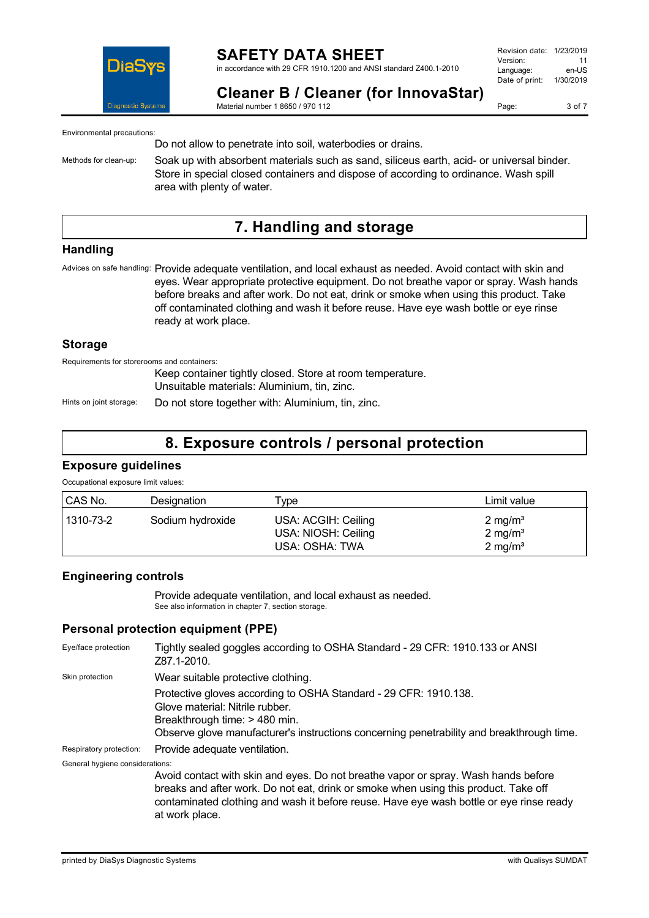Environmental precautions:

Do not allow to penetrate into soil, waterbodies or drains.

Methods for clean-up: Soak up with absorbent materials such as sand, siliceus earth, acid- or universal binder. Store in special closed containers and dispose of according to ordinance. Wash spill area with plenty of water.

## 7. Handling and storage

### Handling

Advices on safe handling: Provide adequate ventilation, and local exhaust as needed. Avoid contact with skin and eyes. Wear appropriate protective equipment. Do not breathe vapor or spray. Wash hands before breaks and after work. Do not eat, drink or smoke when using this product. Take off contaminated clothing and wash it before reuse. Have eye wash bottle or eye rinse ready at work place.

### Storage

Requirements for storerooms and containers:

Keep container tightly closed. Store at room temperature.
Unsuitable materials: Aluminium, tin, zinc.

Hints on joint storage: Do not store together with: Aluminium, tin, zinc.

## 8. Exposure controls / personal protection

### Exposure guidelines

Occupational exposure limit values:

| CAS No. | Designation | Type | Limit value |
|---|---|---|---|
| 1310-73-2 | Sodium hydroxide | USA: ACGIH: Ceiling<br>USA: NIOSH: Ceiling<br>USA: OSHA: TWA | 2 mg/m³<br>2 mg/m³<br>2 mg/m³ |

### Engineering controls

Provide adequate ventilation, and local exhaust as needed.
See also information in chapter 7, section storage.

### Personal protection equipment (PPE)

Eye/face protection: Tightly sealed goggles according to OSHA Standard - 29 CFR: 1910.133 or ANSI Z87.1-2010.

Skin protection: Wear suitable protective clothing.

Protective gloves according to OSHA Standard - 29 CFR: 1910.138.
Glove material: Nitrile rubber.
Breakthrough time: > 480 min.
Observe glove manufacturer's instructions concerning penetrability and breakthrough time.

Respiratory protection: Provide adequate ventilation.

General hygiene considerations:

Avoid contact with skin and eyes. Do not breathe vapor or spray. Wash hands before breaks and after work. Do not eat, drink or smoke when using this product. Take off contaminated clothing and wash it before reuse. Have eye wash bottle or eye rinse ready at work place.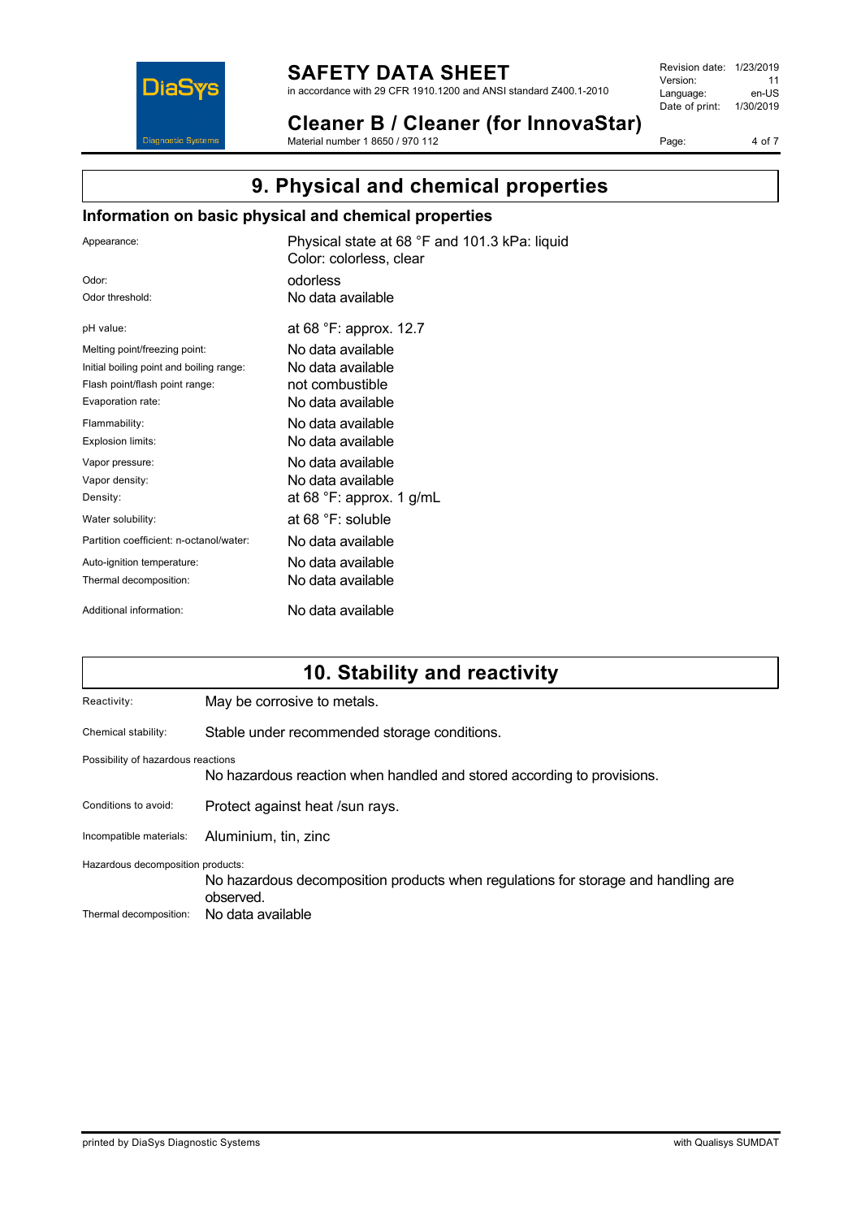## 9. Physical and chemical properties

### Information on basic physical and chemical properties

| | |
|---|---|
| Appearance: | Physical state at 68 °F and 101.3 kPa: liquid<br>Color: colorless, clear |
| Odor: | odorless |
| Odor threshold: | No data available |
| pH value: | at 68 °F: approx. 12.7 |
| Melting point/freezing point: | No data available |
| Initial boiling point and boiling range: | No data available |
| Flash point/flash point range: | not combustible |
| Evaporation rate: | No data available |
| Flammability: | No data available |
| Explosion limits: | No data available |
| Vapor pressure: | No data available |
| Vapor density: | No data available |
| Density: | at 68 °F: approx. 1 g/mL |
| Water solubility: | at 68 °F: soluble |
| Partition coefficient: n-octanol/water: | No data available |
| Auto-ignition temperature: | No data available |
| Thermal decomposition: | No data available |
| Additional information: | No data available |

## 10. Stability and reactivity

Reactivity: May be corrosive to metals.

Chemical stability: Stable under recommended storage conditions.

Possibility of hazardous reactions

No hazardous reaction when handled and stored according to provisions.

Conditions to avoid: Protect against heat /sun rays.

Incompatible materials: Aluminium, tin, zinc

Hazardous decomposition products:

No hazardous decomposition products when regulations for storage and handling are observed.

Thermal decomposition: No data available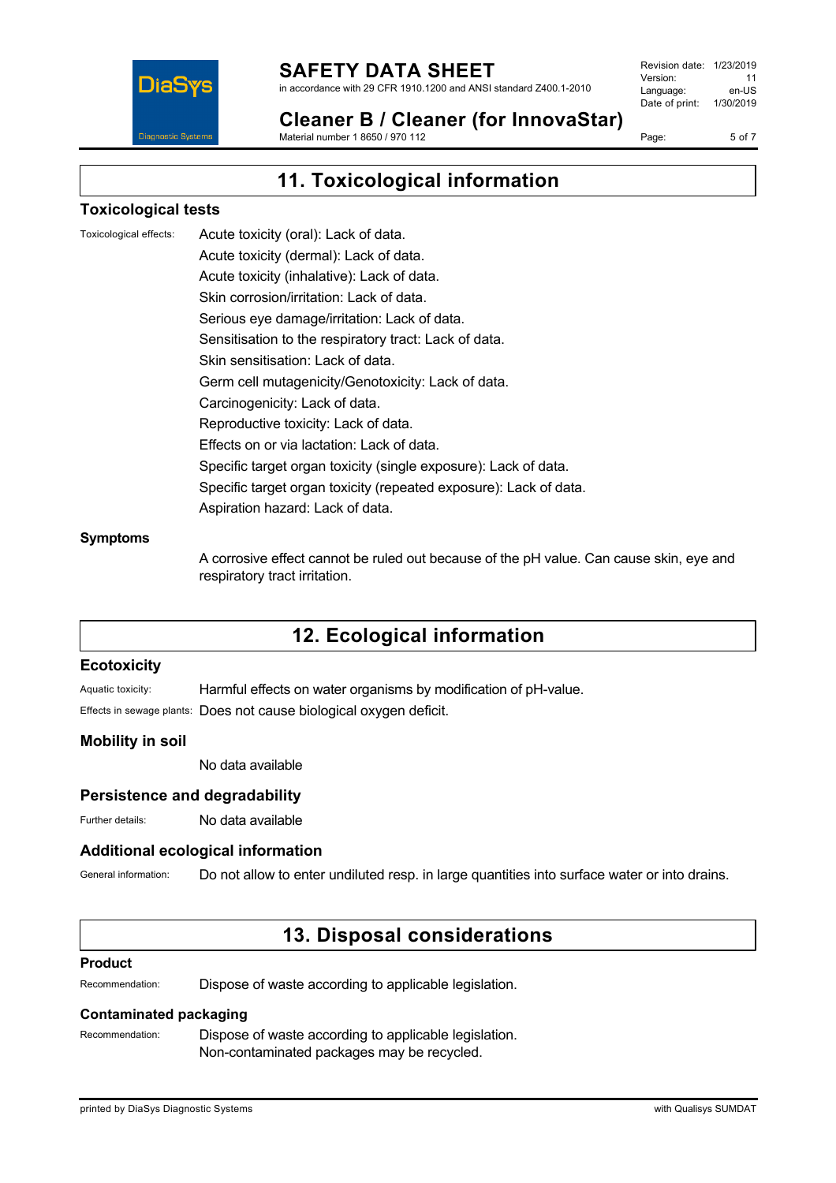# 11. Toxicological information

## Toxicological tests

Toxicological effects:

Acute toxicity (oral): Lack of data.
Acute toxicity (dermal): Lack of data.
Acute toxicity (inhalative): Lack of data.
Skin corrosion/irritation: Lack of data.
Serious eye damage/irritation: Lack of data.
Sensitisation to the respiratory tract: Lack of data.
Skin sensitisation: Lack of data.
Germ cell mutagenicity/Genotoxicity: Lack of data.
Carcinogenicity: Lack of data.
Reproductive toxicity: Lack of data.
Effects on or via lactation: Lack of data.
Specific target organ toxicity (single exposure): Lack of data.
Specific target organ toxicity (repeated exposure): Lack of data.
Aspiration hazard: Lack of data.

## Symptoms

A corrosive effect cannot be ruled out because of the pH value. Can cause skin, eye and respiratory tract irritation.

# 12. Ecological information

## Ecotoxicity

Aquatic toxicity: Harmful effects on water organisms by modification of pH-value.

Effects in sewage plants: Does not cause biological oxygen deficit.

## Mobility in soil

No data available

## Persistence and degradability

Further details: No data available

## Additional ecological information

General information: Do not allow to enter undiluted resp. in large quantities into surface water or into drains.

# 13. Disposal considerations

## Product

Recommendation: Dispose of waste according to applicable legislation.

## Contaminated packaging

Recommendation: Dispose of waste according to applicable legislation.
Non-contaminated packages may be recycled.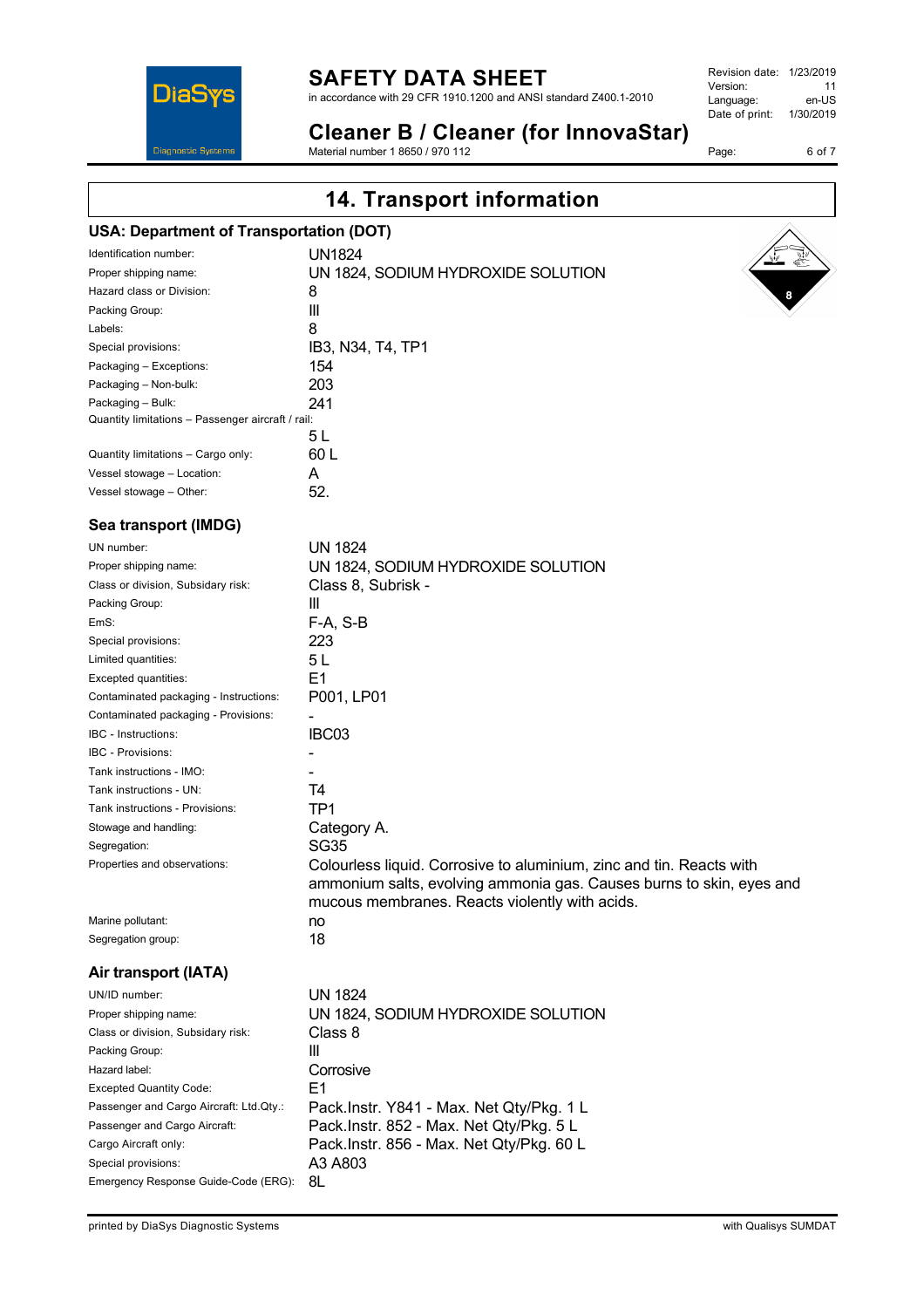# 14. Transport information

## USA: Department of Transportation (DOT)

| | |
|---|---|
| Identification number: | UN1824 |
| Proper shipping name: | UN 1824, SODIUM HYDROXIDE SOLUTION |
| Hazard class or Division: | 8 |
| Packing Group: | III |
| Labels: | 8 |
| Special provisions: | IB3, N34, T4, TP1 |
| Packaging – Exceptions: | 154 |
| Packaging – Non-bulk: | 203 |
| Packaging – Bulk: | 241 |
| Quantity limitations – Passenger aircraft / rail: | 5 L |
| Quantity limitations – Cargo only: | 60 L |
| Vessel stowage – Location: | A |
| Vessel stowage – Other: | 52. |

## Sea transport (IMDG)

| | |
|---|---|
| UN number: | UN 1824 |
| Proper shipping name: | UN 1824, SODIUM HYDROXIDE SOLUTION |
| Class or division, Subsidary risk: | Class 8, Subrisk - |
| Packing Group: | III |
| EmS: | F-A, S-B |
| Special provisions: | 223 |
| Limited quantities: | 5 L |
| Excepted quantities: | E1 |
| Contaminated packaging - Instructions: | P001, LP01 |
| Contaminated packaging - Provisions: | - |
| IBC - Instructions: | IBC03 |
| IBC - Provisions: | - |
| Tank instructions - IMO: | - |
| Tank instructions - UN: | T4 |
| Tank instructions - Provisions: | TP1 |
| Stowage and handling: | Category A. |
| Segregation: | SG35 |
| Properties and observations: | Colourless liquid. Corrosive to aluminium, zinc and tin. Reacts with ammonium salts, evolving ammonia gas. Causes burns to skin, eyes and mucous membranes. Reacts violently with acids. |
| Marine pollutant: | no |
| Segregation group: | 18 |

## Air transport (IATA)

| | |
|---|---|
| UN/ID number: | UN 1824 |
| Proper shipping name: | UN 1824, SODIUM HYDROXIDE SOLUTION |
| Class or division, Subsidary risk: | Class 8 |
| Packing Group: | III |
| Hazard label: | Corrosive |
| Excepted Quantity Code: | E1 |
| Passenger and Cargo Aircraft: Ltd.Qty.: | Pack.Instr. Y841 - Max. Net Qty/Pkg. 1 L |
| Passenger and Cargo Aircraft: | Pack.Instr. 852 - Max. Net Qty/Pkg. 5 L |
| Cargo Aircraft only: | Pack.Instr. 856 - Max. Net Qty/Pkg. 60 L |
| Special provisions: | A3 A803 |
| Emergency Response Guide-Code (ERG): | 8L |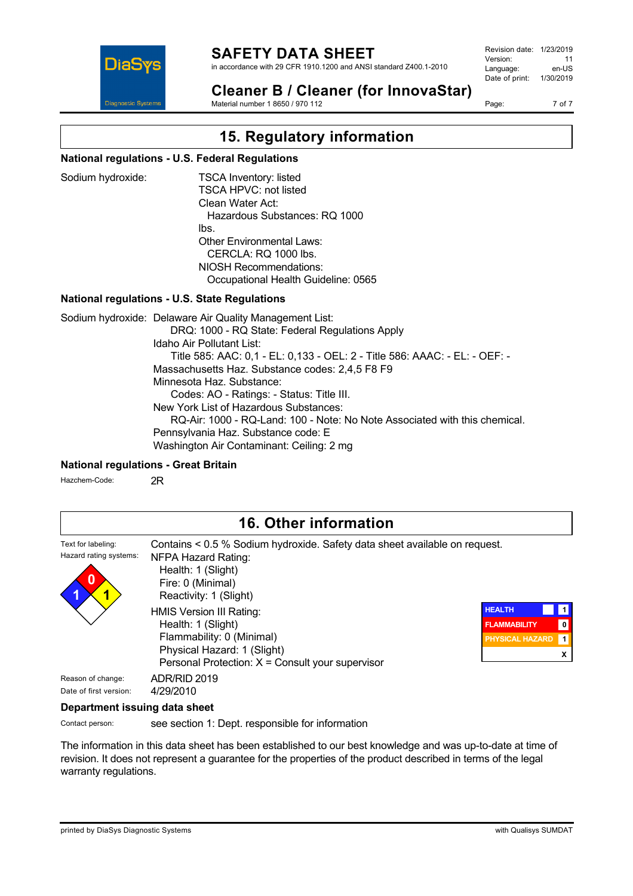## 15. Regulatory information

### National regulations - U.S. Federal Regulations

Sodium hydroxide:

TSCA Inventory: listed
TSCA HPVC: not listed
Clean Water Act:
Hazardous Substances: RQ 1000 lbs.
Other Environmental Laws:
CERCLA: RQ 1000 lbs.
NIOSH Recommendations:
Occupational Health Guideline: 0565

### National regulations - U.S. State Regulations

Sodium hydroxide: Delaware Air Quality Management List:
DRQ: 1000 - RQ State: Federal Regulations Apply
Idaho Air Pollutant List:
Title 585: AAC: 0,1 - EL: 0,133 - OEL: 2 - Title 586: AAAC: - EL: - OEF: -
Massachusetts Haz. Substance codes: 2,4,5 F8 F9
Minnesota Haz. Substance:
Codes: AO - Ratings: - Status: Title III.
New York List of Hazardous Substances:
RQ-Air: 1000 - RQ-Land: 100 - Note: No Note Associated with this chemical.
Pennsylvania Haz. Substance code: E
Washington Air Contaminant: Ceiling: 2 mg

### National regulations - Great Britain

Hazchem-Code: 2R

## 16. Other information

Text for labeling: Contains < 0.5 % Sodium hydroxide. Safety data sheet available on request.

Hazard rating systems: NFPA Hazard Rating:
Health: 1 (Slight)
Fire: 0 (Minimal)
Reactivity: 1 (Slight)

HMIS Version III Rating:
Health: 1 (Slight)
Flammability: 0 (Minimal)
Physical Hazard: 1 (Slight)
Personal Protection: X = Consult your supervisor

| | |
|---|---|
| HEALTH | 1 |
| FLAMMABILITY | 0 |
| PHYSICAL HAZARD | 1 |
| | X |

Reason of change: ADR/RID 2019

Date of first version: 4/29/2010

### Department issuing data sheet

Contact person: see section 1: Dept. responsible for information

The information in this data sheet has been established to our best knowledge and was up-to-date at time of revision. It does not represent a guarantee for the properties of the product described in terms of the legal warranty regulations.